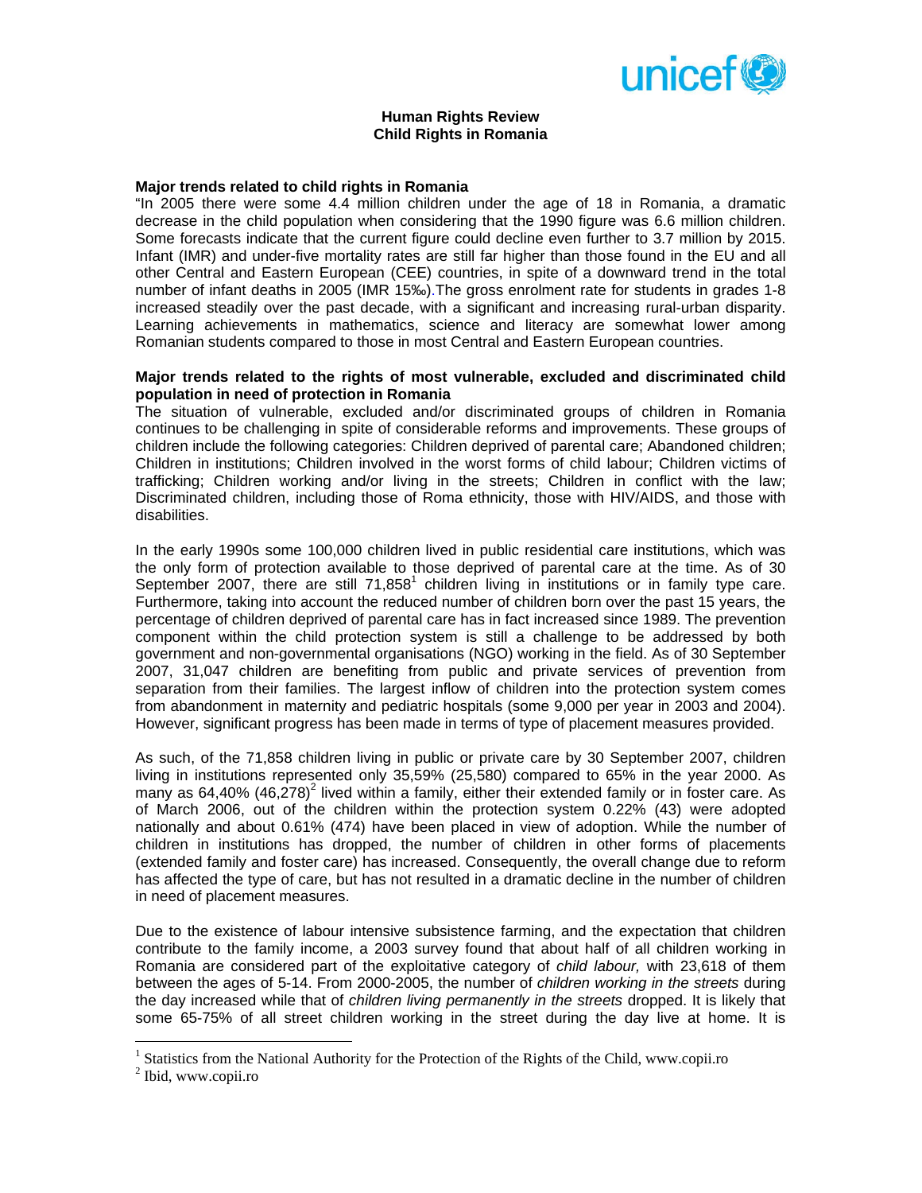# Human Rights Review
## Child Rights in Romania

### Major trends related to child rights in Romania

"In 2005 there were some 4.4 million children under the age of 18 in Romania, a dramatic decrease in the child population when considering that the 1990 figure was 6.6 million children. Some forecasts indicate that the current figure could decline even further to 3.7 million by 2015. Infant (IMR) and under-five mortality rates are still far higher than those found in the EU and all other Central and Eastern European (CEE) countries, in spite of a downward trend in the total number of infant deaths in 2005 (IMR 15‰).The gross enrolment rate for students in grades 1-8 increased steadily over the past decade, with a significant and increasing rural-urban disparity. Learning achievements in mathematics, science and literacy are somewhat lower among Romanian students compared to those in most Central and Eastern European countries.

### Major trends related to the rights of most vulnerable, excluded and discriminated child population in need of protection in Romania

The situation of vulnerable, excluded and/or discriminated groups of children in Romania continues to be challenging in spite of considerable reforms and improvements. These groups of children include the following categories: Children deprived of parental care; Abandoned children; Children in institutions; Children involved in the worst forms of child labour; Children victims of trafficking; Children working and/or living in the streets; Children in conflict with the law; Discriminated children, including those of Roma ethnicity, those with HIV/AIDS, and those with disabilities.

In the early 1990s some 100,000 children lived in public residential care institutions, which was the only form of protection available to those deprived of parental care at the time. As of 30 September 2007, there are still 71,858[1] children living in institutions or in family type care. Furthermore, taking into account the reduced number of children born over the past 15 years, the percentage of children deprived of parental care has in fact increased since 1989. The prevention component within the child protection system is still a challenge to be addressed by both government and non-governmental organisations (NGO) working in the field. As of 30 September 2007, 31,047 children are benefiting from public and private services of prevention from separation from their families. The largest inflow of children into the protection system comes from abandonment in maternity and pediatric hospitals (some 9,000 per year in 2003 and 2004). However, significant progress has been made in terms of type of placement measures provided.

As such, of the 71,858 children living in public or private care by 30 September 2007, children living in institutions represented only 35,59% (25,580) compared to 65% in the year 2000. As many as 64,40% (46,278)[2] lived within a family, either their extended family or in foster care. As of March 2006, out of the children within the protection system 0.22% (43) were adopted nationally and about 0.61% (474) have been placed in view of adoption. While the number of children in institutions has dropped, the number of children in other forms of placements (extended family and foster care) has increased. Consequently, the overall change due to reform has affected the type of care, but has not resulted in a dramatic decline in the number of children in need of placement measures.

Due to the existence of labour intensive subsistence farming, and the expectation that children contribute to the family income, a 2003 survey found that about half of all children working in Romania are considered part of the exploitative category of *child labour,* with 23,618 of them between the ages of 5-14. From 2000-2005, the number of *children working in the streets* during the day increased while that of *children living permanently in the streets* dropped. It is likely that some 65-75% of all street children working in the street during the day live at home. It is

---

[1] Statistics from the National Authority for the Protection of the Rights of the Child, www.copii.ro

[2] Ibid, www.copii.ro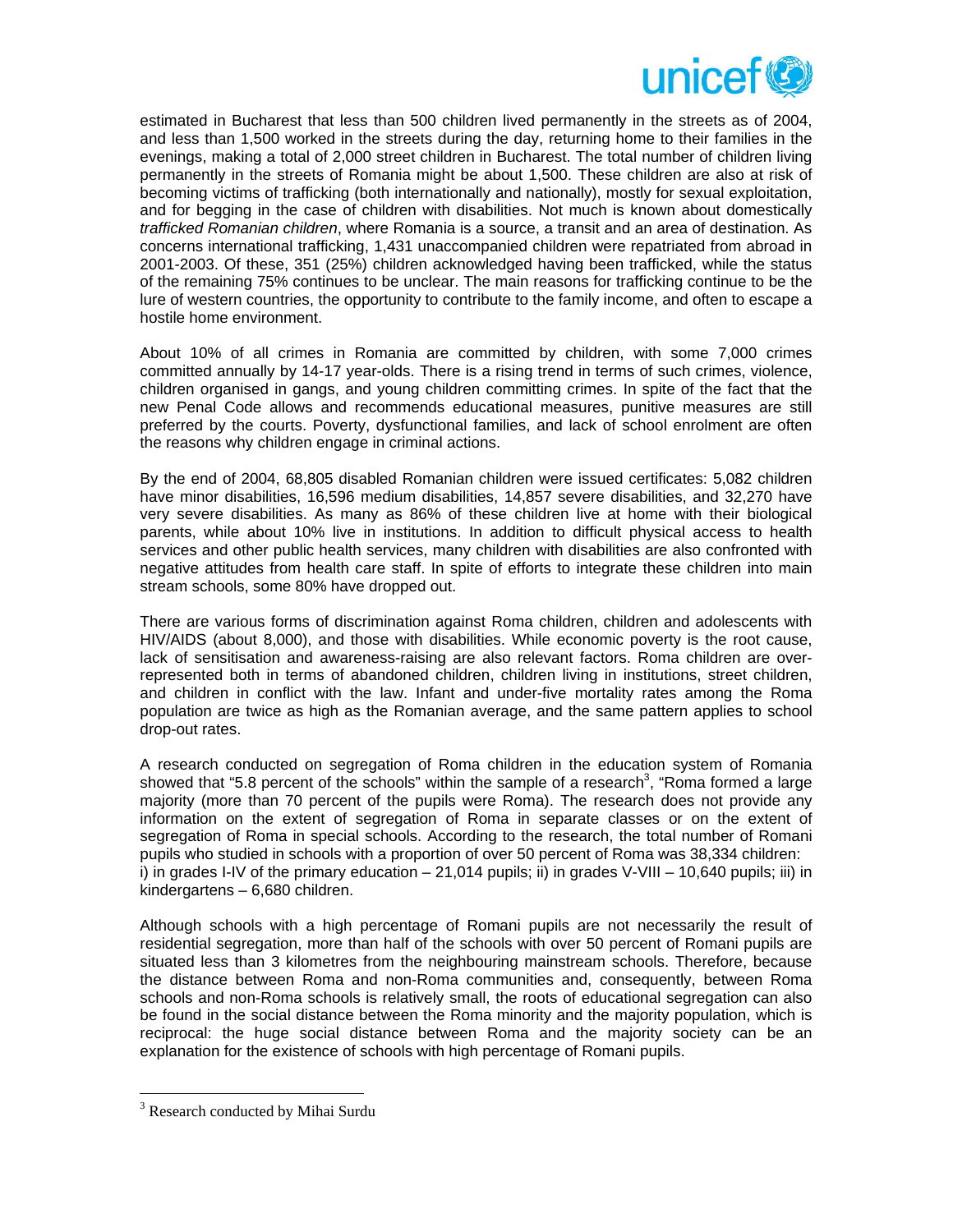estimated in Bucharest that less than 500 children lived permanently in the streets as of 2004, and less than 1,500 worked in the streets during the day, returning home to their families in the evenings, making a total of 2,000 street children in Bucharest. The total number of children living permanently in the streets of Romania might be about 1,500. These children are also at risk of becoming victims of trafficking (both internationally and nationally), mostly for sexual exploitation, and for begging in the case of children with disabilities. Not much is known about domestically *trafficked Romanian children*, where Romania is a source, a transit and an area of destination. As concerns international trafficking, 1,431 unaccompanied children were repatriated from abroad in 2001-2003. Of these, 351 (25%) children acknowledged having been trafficked, while the status of the remaining 75% continues to be unclear. The main reasons for trafficking continue to be the lure of western countries, the opportunity to contribute to the family income, and often to escape a hostile home environment.

About 10% of all crimes in Romania are committed by children, with some 7,000 crimes committed annually by 14-17 year-olds. There is a rising trend in terms of such crimes, violence, children organised in gangs, and young children committing crimes. In spite of the fact that the new Penal Code allows and recommends educational measures, punitive measures are still preferred by the courts. Poverty, dysfunctional families, and lack of school enrolment are often the reasons why children engage in criminal actions.

By the end of 2004, 68,805 disabled Romanian children were issued certificates: 5,082 children have minor disabilities, 16,596 medium disabilities, 14,857 severe disabilities, and 32,270 have very severe disabilities. As many as 86% of these children live at home with their biological parents, while about 10% live in institutions. In addition to difficult physical access to health services and other public health services, many children with disabilities are also confronted with negative attitudes from health care staff. In spite of efforts to integrate these children into main stream schools, some 80% have dropped out.

There are various forms of discrimination against Roma children, children and adolescents with HIV/AIDS (about 8,000), and those with disabilities. While economic poverty is the root cause, lack of sensitisation and awareness-raising are also relevant factors. Roma children are over-represented both in terms of abandoned children, children living in institutions, street children, and children in conflict with the law. Infant and under-five mortality rates among the Roma population are twice as high as the Romanian average, and the same pattern applies to school drop-out rates.

A research conducted on segregation of Roma children in the education system of Romania showed that "5.8 percent of the schools" within the sample of a research[3], "Roma formed a large majority (more than 70 percent of the pupils were Roma). The research does not provide any information on the extent of segregation of Roma in separate classes or on the extent of segregation of Roma in special schools. According to the research, the total number of Romani pupils who studied in schools with a proportion of over 50 percent of Roma was 38,334 children: i) in grades I-IV of the primary education – 21,014 pupils; ii) in grades V-VIII – 10,640 pupils; iii) in kindergartens – 6,680 children.

Although schools with a high percentage of Romani pupils are not necessarily the result of residential segregation, more than half of the schools with over 50 percent of Romani pupils are situated less than 3 kilometres from the neighbouring mainstream schools. Therefore, because the distance between Roma and non-Roma communities and, consequently, between Roma schools and non-Roma schools is relatively small, the roots of educational segregation can also be found in the social distance between the Roma minority and the majority population, which is reciprocal: the huge social distance between Roma and the majority society can be an explanation for the existence of schools with high percentage of Romani pupils.

[3] Research conducted by Mihai Surdu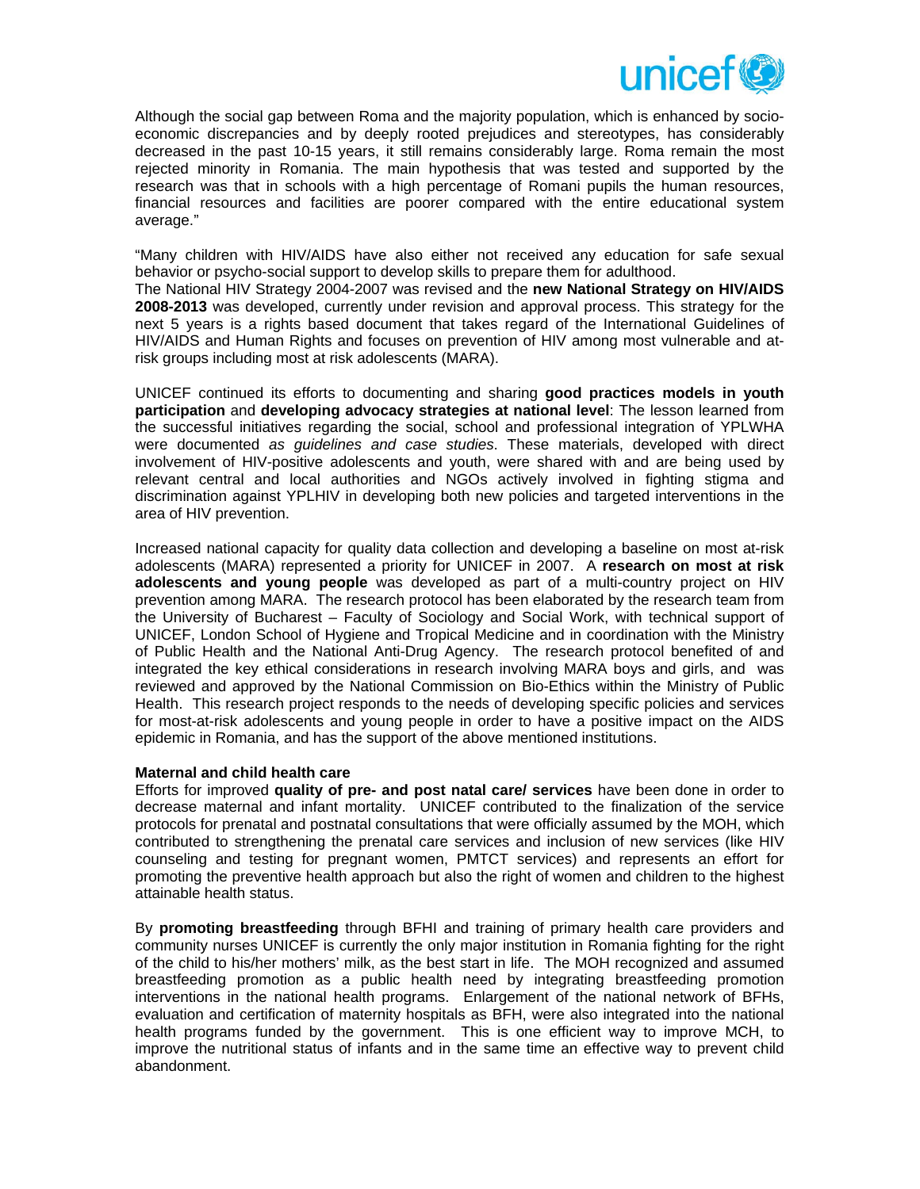Although the social gap between Roma and the majority population, which is enhanced by socio-economic discrepancies and by deeply rooted prejudices and stereotypes, has considerably decreased in the past 10-15 years, it still remains considerably large. Roma remain the most rejected minority in Romania. The main hypothesis that was tested and supported by the research was that in schools with a high percentage of Romani pupils the human resources, financial resources and facilities are poorer compared with the entire educational system average."

"Many children with HIV/AIDS have also either not received any education for safe sexual behavior or psycho-social support to develop skills to prepare them for adulthood.
The National HIV Strategy 2004-2007 was revised and the **new National Strategy on HIV/AIDS 2008-2013** was developed, currently under revision and approval process. This strategy for the next 5 years is a rights based document that takes regard of the International Guidelines of HIV/AIDS and Human Rights and focuses on prevention of HIV among most vulnerable and at-risk groups including most at risk adolescents (MARA).

UNICEF continued its efforts to documenting and sharing **good practices models in youth participation** and **developing advocacy strategies at national level**: The lesson learned from the successful initiatives regarding the social, school and professional integration of YPLWHA were documented *as guidelines and case studies*. These materials, developed with direct involvement of HIV-positive adolescents and youth, were shared with and are being used by relevant central and local authorities and NGOs actively involved in fighting stigma and discrimination against YPLHIV in developing both new policies and targeted interventions in the area of HIV prevention.

Increased national capacity for quality data collection and developing a baseline on most at-risk adolescents (MARA) represented a priority for UNICEF in 2007. A **research on most at risk adolescents and young people** was developed as part of a multi-country project on HIV prevention among MARA. The research protocol has been elaborated by the research team from the University of Bucharest – Faculty of Sociology and Social Work, with technical support of UNICEF, London School of Hygiene and Tropical Medicine and in coordination with the Ministry of Public Health and the National Anti-Drug Agency. The research protocol benefited of and integrated the key ethical considerations in research involving MARA boys and girls, and was reviewed and approved by the National Commission on Bio-Ethics within the Ministry of Public Health. This research project responds to the needs of developing specific policies and services for most-at-risk adolescents and young people in order to have a positive impact on the AIDS epidemic in Romania, and has the support of the above mentioned institutions.

**Maternal and child health care**

Efforts for improved **quality of pre- and post natal care/ services** have been done in order to decrease maternal and infant mortality. UNICEF contributed to the finalization of the service protocols for prenatal and postnatal consultations that were officially assumed by the MOH, which contributed to strengthening the prenatal care services and inclusion of new services (like HIV counseling and testing for pregnant women, PMTCT services) and represents an effort for promoting the preventive health approach but also the right of women and children to the highest attainable health status.

By **promoting breastfeeding** through BFHI and training of primary health care providers and community nurses UNICEF is currently the only major institution in Romania fighting for the right of the child to his/her mothers' milk, as the best start in life. The MOH recognized and assumed breastfeeding promotion as a public health need by integrating breastfeeding promotion interventions in the national health programs. Enlargement of the national network of BFHs, evaluation and certification of maternity hospitals as BFH, were also integrated into the national health programs funded by the government. This is one efficient way to improve MCH, to improve the nutritional status of infants and in the same time an effective way to prevent child abandonment.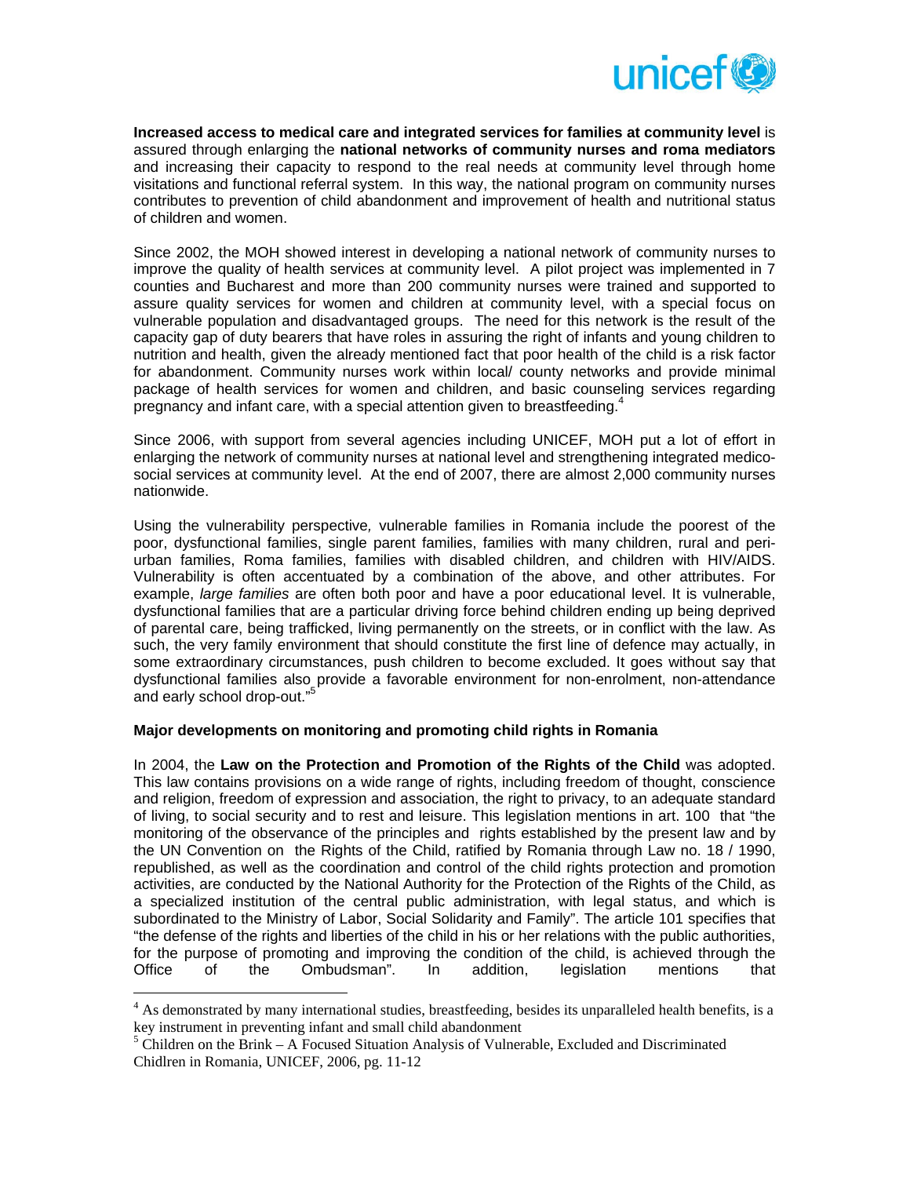**Increased access to medical care and integrated services for families at community level** is assured through enlarging the **national networks of community nurses and roma mediators** and increasing their capacity to respond to the real needs at community level through home visitations and functional referral system. In this way, the national program on community nurses contributes to prevention of child abandonment and improvement of health and nutritional status of children and women.

Since 2002, the MOH showed interest in developing a national network of community nurses to improve the quality of health services at community level. A pilot project was implemented in 7 counties and Bucharest and more than 200 community nurses were trained and supported to assure quality services for women and children at community level, with a special focus on vulnerable population and disadvantaged groups. The need for this network is the result of the capacity gap of duty bearers that have roles in assuring the right of infants and young children to nutrition and health, given the already mentioned fact that poor health of the child is a risk factor for abandonment. Community nurses work within local/ county networks and provide minimal package of health services for women and children, and basic counseling services regarding pregnancy and infant care, with a special attention given to breastfeeding.[4]

Since 2006, with support from several agencies including UNICEF, MOH put a lot of effort in enlarging the network of community nurses at national level and strengthening integrated medico-social services at community level. At the end of 2007, there are almost 2,000 community nurses nationwide.

Using the vulnerability perspective, vulnerable families in Romania include the poorest of the poor, dysfunctional families, single parent families, families with many children, rural and peri-urban families, Roma families, families with disabled children, and children with HIV/AIDS. Vulnerability is often accentuated by a combination of the above, and other attributes. For example, *large families* are often both poor and have a poor educational level. It is vulnerable, dysfunctional families that are a particular driving force behind children ending up being deprived of parental care, being trafficked, living permanently on the streets, or in conflict with the law. As such, the very family environment that should constitute the first line of defence may actually, in some extraordinary circumstances, push children to become excluded. It goes without say that dysfunctional families also provide a favorable environment for non-enrolment, non-attendance and early school drop-out."[5]

**Major developments on monitoring and promoting child rights in Romania**

In 2004, the **Law on the Protection and Promotion of the Rights of the Child** was adopted. This law contains provisions on a wide range of rights, including freedom of thought, conscience and religion, freedom of expression and association, the right to privacy, to an adequate standard of living, to social security and to rest and leisure. This legislation mentions in art. 100 that "the monitoring of the observance of the principles and rights established by the present law and by the UN Convention on the Rights of the Child, ratified by Romania through Law no. 18 / 1990, republished, as well as the coordination and control of the child rights protection and promotion activities, are conducted by the National Authority for the Protection of the Rights of the Child, as a specialized institution of the central public administration, with legal status, and which is subordinated to the Ministry of Labor, Social Solidarity and Family". The article 101 specifies that "the defense of the rights and liberties of the child in his or her relations with the public authorities, for the purpose of promoting and improving the condition of the child, is achieved through the Office of the Ombudsman". In addition, legislation mentions that

[4] As demonstrated by many international studies, breastfeeding, besides its unparalleled health benefits, is a key instrument in preventing infant and small child abandonment

[5] Children on the Brink – A Focused Situation Analysis of Vulnerable, Excluded and Discriminated Chidlren in Romania, UNICEF, 2006, pg. 11-12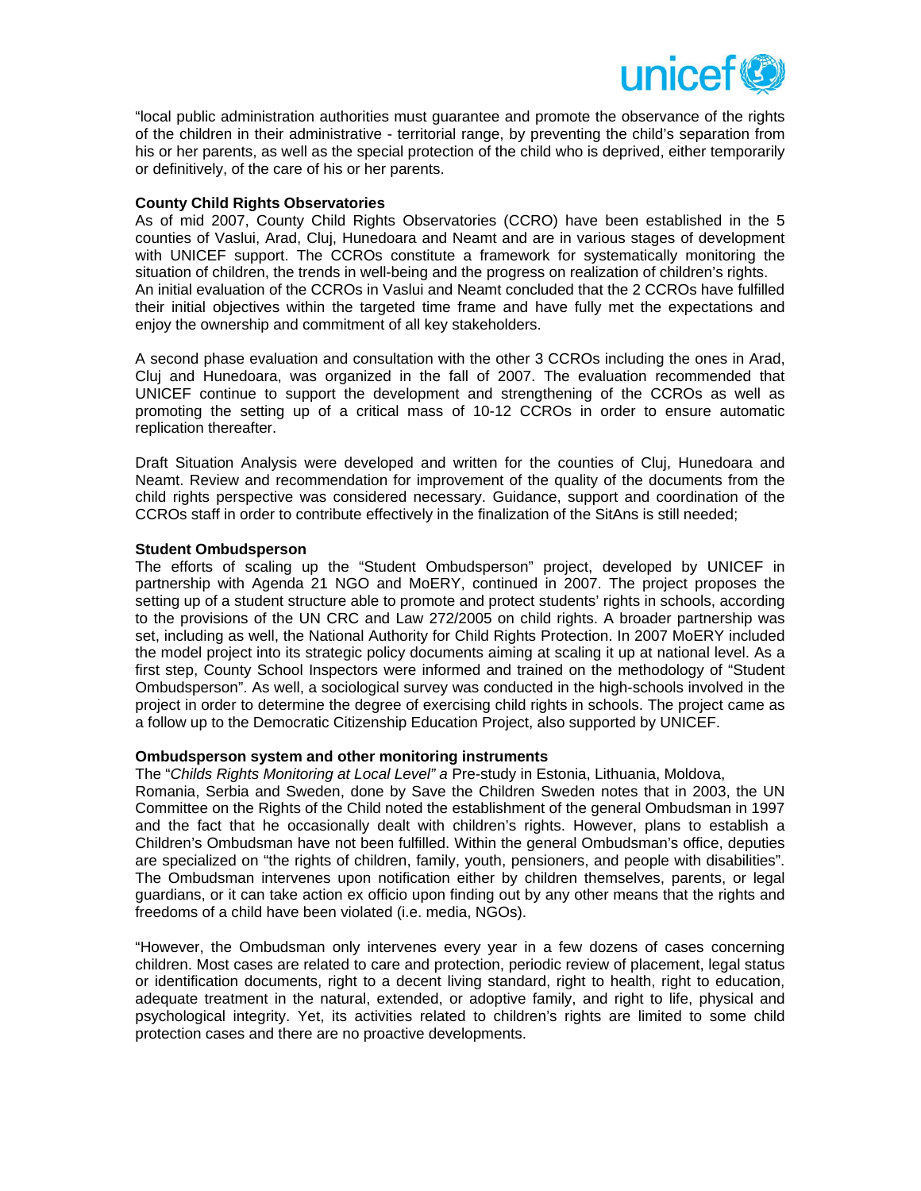"local public administration authorities must guarantee and promote the observance of the rights of the children in their administrative - territorial range, by preventing the child's separation from his or her parents, as well as the special protection of the child who is deprived, either temporarily or definitively, of the care of his or her parents.

**County Child Rights Observatories**

As of mid 2007, County Child Rights Observatories (CCRO) have been established in the 5 counties of Vaslui, Arad, Cluj, Hunedoara and Neamt and are in various stages of development with UNICEF support. The CCROs constitute a framework for systematically monitoring the situation of children, the trends in well-being and the progress on realization of children's rights. An initial evaluation of the CCROs in Vaslui and Neamt concluded that the 2 CCROs have fulfilled their initial objectives within the targeted time frame and have fully met the expectations and enjoy the ownership and commitment of all key stakeholders.

A second phase evaluation and consultation with the other 3 CCROs including the ones in Arad, Cluj and Hunedoara, was organized in the fall of 2007. The evaluation recommended that UNICEF continue to support the development and strengthening of the CCROs as well as promoting the setting up of a critical mass of 10-12 CCROs in order to ensure automatic replication thereafter.

Draft Situation Analysis were developed and written for the counties of Cluj, Hunedoara and Neamt. Review and recommendation for improvement of the quality of the documents from the child rights perspective was considered necessary. Guidance, support and coordination of the CCROs staff in order to contribute effectively in the finalization of the SitAns is still needed;

**Student Ombudsperson**

The efforts of scaling up the "Student Ombudsperson" project, developed by UNICEF in partnership with Agenda 21 NGO and MoERY, continued in 2007. The project proposes the setting up of a student structure able to promote and protect students' rights in schools, according to the provisions of the UN CRC and Law 272/2005 on child rights. A broader partnership was set, including as well, the National Authority for Child Rights Protection. In 2007 MoERY included the model project into its strategic policy documents aiming at scaling it up at national level. As a first step, County School Inspectors were informed and trained on the methodology of "Student Ombudsperson". As well, a sociological survey was conducted in the high-schools involved in the project in order to determine the degree of exercising child rights in schools. The project came as a follow up to the Democratic Citizenship Education Project, also supported by UNICEF.

**Ombudsperson system and other monitoring instruments**

The "*Childs Rights Monitoring at Local Level" a* Pre-study in Estonia, Lithuania, Moldova, Romania, Serbia and Sweden, done by Save the Children Sweden notes that in 2003, the UN Committee on the Rights of the Child noted the establishment of the general Ombudsman in 1997 and the fact that he occasionally dealt with children's rights. However, plans to establish a Children's Ombudsman have not been fulfilled. Within the general Ombudsman's office, deputies are specialized on "the rights of children, family, youth, pensioners, and people with disabilities". The Ombudsman intervenes upon notification either by children themselves, parents, or legal guardians, or it can take action ex officio upon finding out by any other means that the rights and freedoms of a child have been violated (i.e. media, NGOs).

"However, the Ombudsman only intervenes every year in a few dozens of cases concerning children. Most cases are related to care and protection, periodic review of placement, legal status or identification documents, right to a decent living standard, right to health, right to education, adequate treatment in the natural, extended, or adoptive family, and right to life, physical and psychological integrity. Yet, its activities related to children's rights are limited to some child protection cases and there are no proactive developments.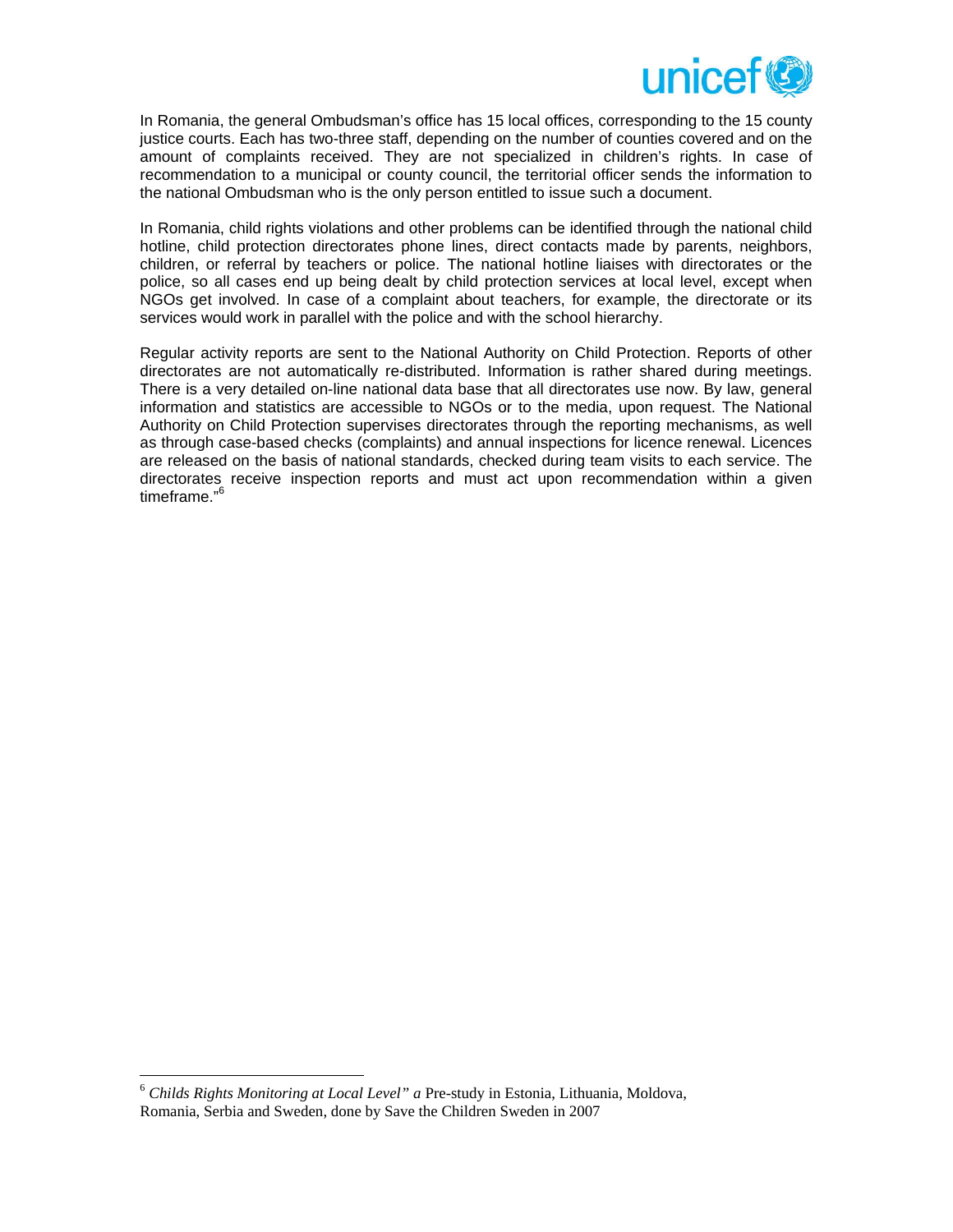In Romania, the general Ombudsman's office has 15 local offices, corresponding to the 15 county justice courts. Each has two-three staff, depending on the number of counties covered and on the amount of complaints received. They are not specialized in children's rights. In case of recommendation to a municipal or county council, the territorial officer sends the information to the national Ombudsman who is the only person entitled to issue such a document.

In Romania, child rights violations and other problems can be identified through the national child hotline, child protection directorates phone lines, direct contacts made by parents, neighbors, children, or referral by teachers or police. The national hotline liaises with directorates or the police, so all cases end up being dealt by child protection services at local level, except when NGOs get involved. In case of a complaint about teachers, for example, the directorate or its services would work in parallel with the police and with the school hierarchy.

Regular activity reports are sent to the National Authority on Child Protection. Reports of other directorates are not automatically re-distributed. Information is rather shared during meetings. There is a very detailed on-line national data base that all directorates use now. By law, general information and statistics are accessible to NGOs or to the media, upon request. The National Authority on Child Protection supervises directorates through the reporting mechanisms, as well as through case-based checks (complaints) and annual inspections for licence renewal. Licences are released on the basis of national standards, checked during team visits to each service. The directorates receive inspection reports and must act upon recommendation within a given timeframe."[6]

---

[6] *Childs Rights Monitoring at Local Level" a* Pre-study in Estonia, Lithuania, Moldova, Romania, Serbia and Sweden, done by Save the Children Sweden in 2007